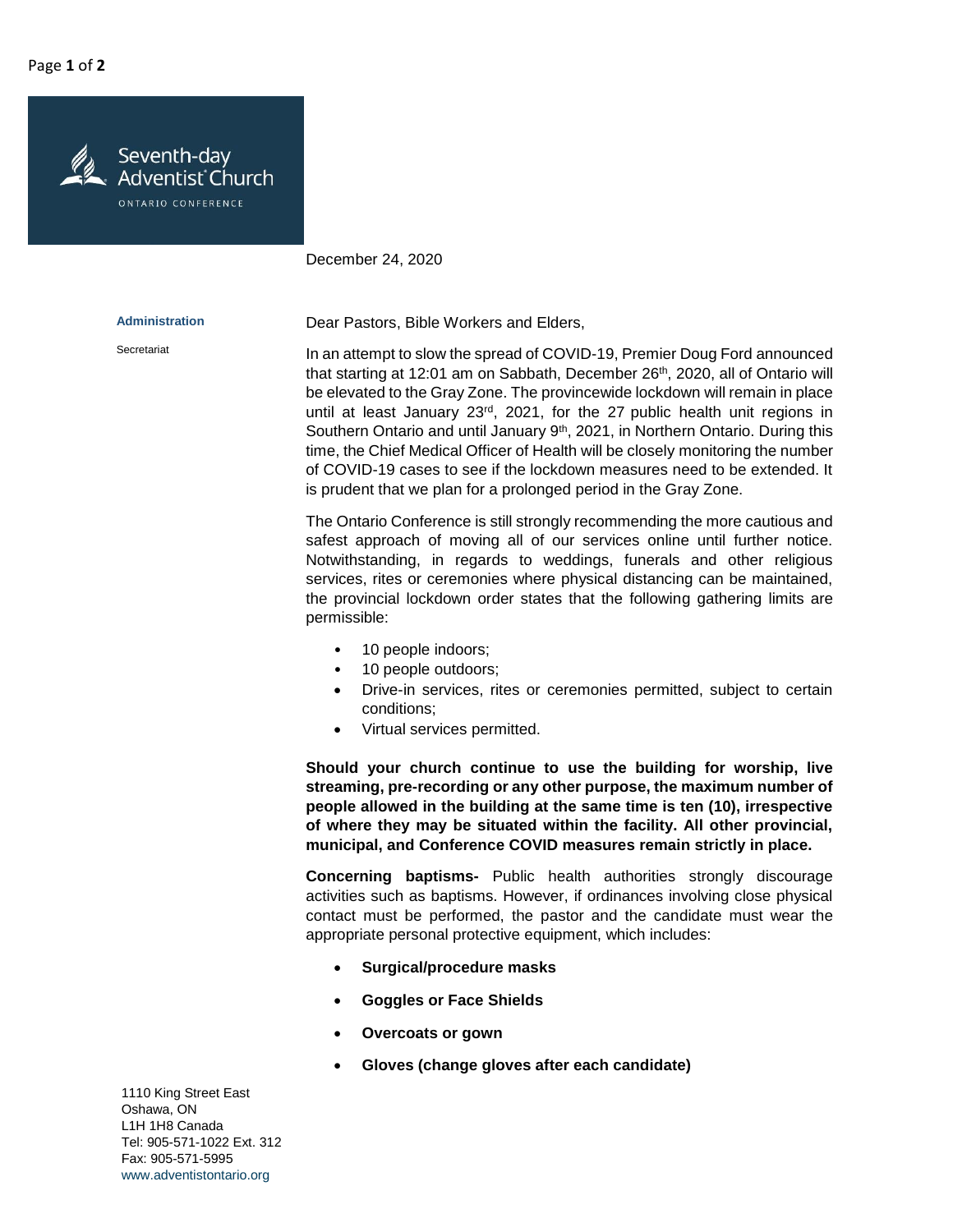Seventh-day Adventist® Church

ONTARIO CONFERENCE

December 24, 2020

**Administration**

Secretariat

Dear Pastors, Bible Workers and Elders,

In an attempt to slow the spread of COVID-19, Premier Doug Ford announced that starting at 12:01 am on Sabbath, December 26th, 2020, all of Ontario will be elevated to the Gray Zone. The provincewide lockdown will remain in place until at least January 23rd, 2021, for the 27 public health unit regions in Southern Ontario and until January 9th, 2021, in Northern Ontario. During this time, the Chief Medical Officer of Health will be closely monitoring the number of COVID-19 cases to see if the lockdown measures need to be extended. It is prudent that we plan for a prolonged period in the Gray Zone.

The Ontario Conference is still strongly recommending the more cautious and safest approach of moving all of our services online until further notice. Notwithstanding, in regards to weddings, funerals and other religious services, rites or ceremonies where physical distancing can be maintained, the provincial lockdown order states that the following gathering limits are permissible:

- 10 people indoors;
- 10 people outdoors;
- Drive-in services, rites or ceremonies permitted, subject to certain conditions;
- Virtual services permitted.

**Should your church continue to use the building for worship, live streaming, pre-recording or any other purpose, the maximum number of people allowed in the building at the same time is ten (10), irrespective of where they may be situated within the facility. All other provincial, municipal, and Conference COVID measures remain strictly in place.**

**Concerning baptisms-** Public health authorities strongly discourage activities such as baptisms. However, if ordinances involving close physical contact must be performed, the pastor and the candidate must wear the appropriate personal protective equipment, which includes:

- **Surgical/procedure masks**
- **Goggles or Face Shields**
- **Overcoats or gown**
- **Gloves (change gloves after each candidate)**

1110 King Street East
Oshawa, ON
L1H 1H8 Canada
Tel: 905-571-1022 Ext. 312
Fax: 905-571-5995
www.adventistontario.org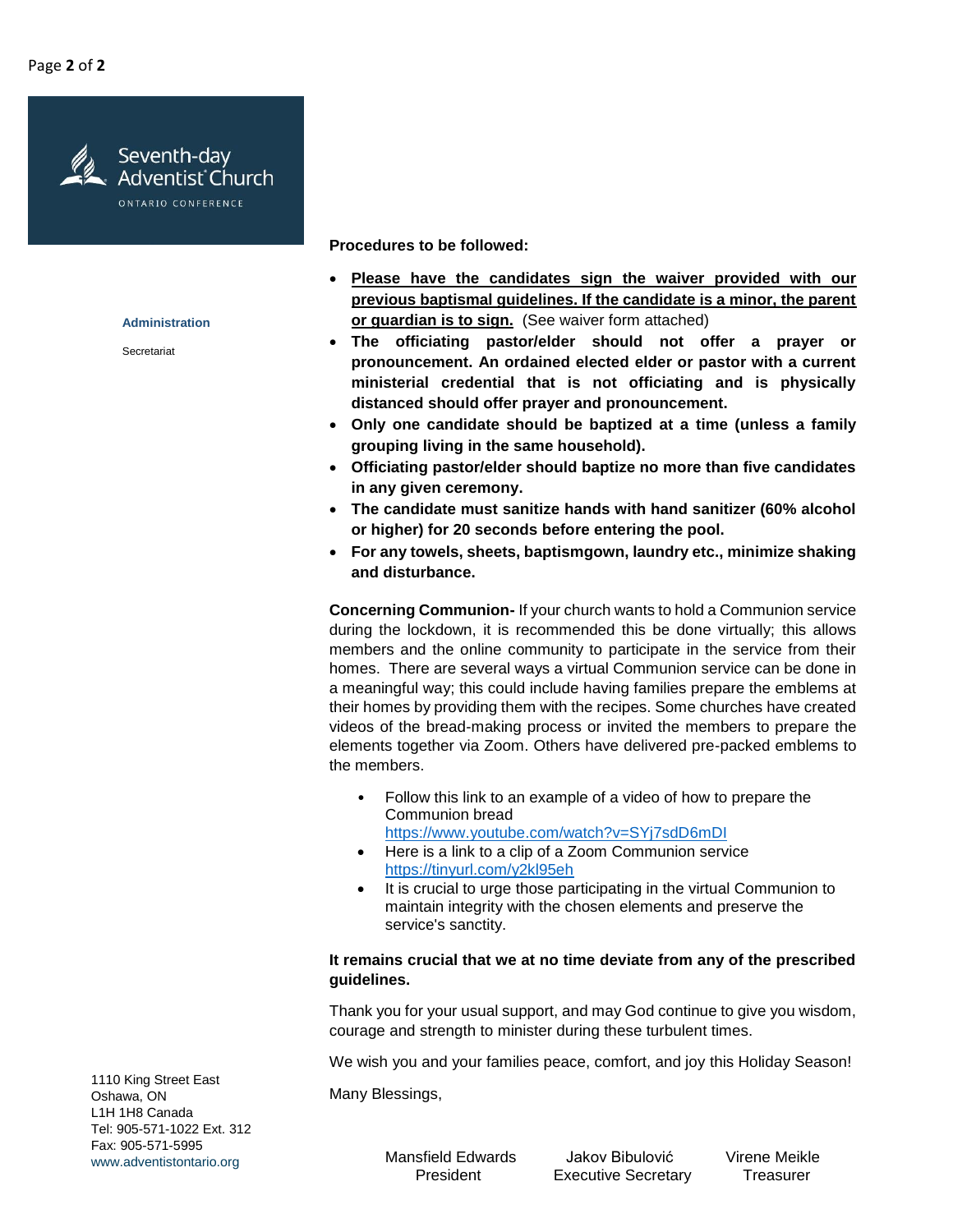Seventh-day Adventist Church
ONTARIO CONFERENCE

**Administration**

Secretariat

**Procedures to be followed:**

- **Please have the candidates sign the waiver provided with our previous baptismal guidelines. If the candidate is a minor, the parent or guardian is to sign.** (See waiver form attached)
- **The officiating pastor/elder should not offer a prayer or pronouncement. An ordained elected elder or pastor with a current ministerial credential that is not officiating and is physically distanced should offer prayer and pronouncement.**
- **Only one candidate should be baptized at a time (unless a family grouping living in the same household).**
- **Officiating pastor/elder should baptize no more than five candidates in any given ceremony.**
- **The candidate must sanitize hands with hand sanitizer (60% alcohol or higher) for 20 seconds before entering the pool.**
- **For any towels, sheets, baptismgown, laundry etc., minimize shaking and disturbance.**

**Concerning Communion-** If your church wants to hold a Communion service during the lockdown, it is recommended this be done virtually; this allows members and the online community to participate in the service from their homes. There are several ways a virtual Communion service can be done in a meaningful way; this could include having families prepare the emblems at their homes by providing them with the recipes. Some churches have created videos of the bread-making process or invited the members to prepare the elements together via Zoom. Others have delivered pre-packed emblems to the members.

- Follow this link to an example of a video of how to prepare the Communion bread https://www.youtube.com/watch?v=SYj7sdD6mDI
- Here is a link to a clip of a Zoom Communion service https://tinyurl.com/y2kl95eh
- It is crucial to urge those participating in the virtual Communion to maintain integrity with the chosen elements and preserve the service's sanctity.

**It remains crucial that we at no time deviate from any of the prescribed guidelines.**

Thank you for your usual support, and may God continue to give you wisdom, courage and strength to minister during these turbulent times.

We wish you and your families peace, comfort, and joy this Holiday Season!

Many Blessings,

| | | |
|---|---|---|
| Mansfield Edwards<br>President | Jakov Bibulović<br>Executive Secretary | Virene Meikle<br>Treasurer |

1110 King Street East
Oshawa, ON
L1H 1H8 Canada
Tel: 905-571-1022 Ext. 312
Fax: 905-571-5995
www.adventistontario.org